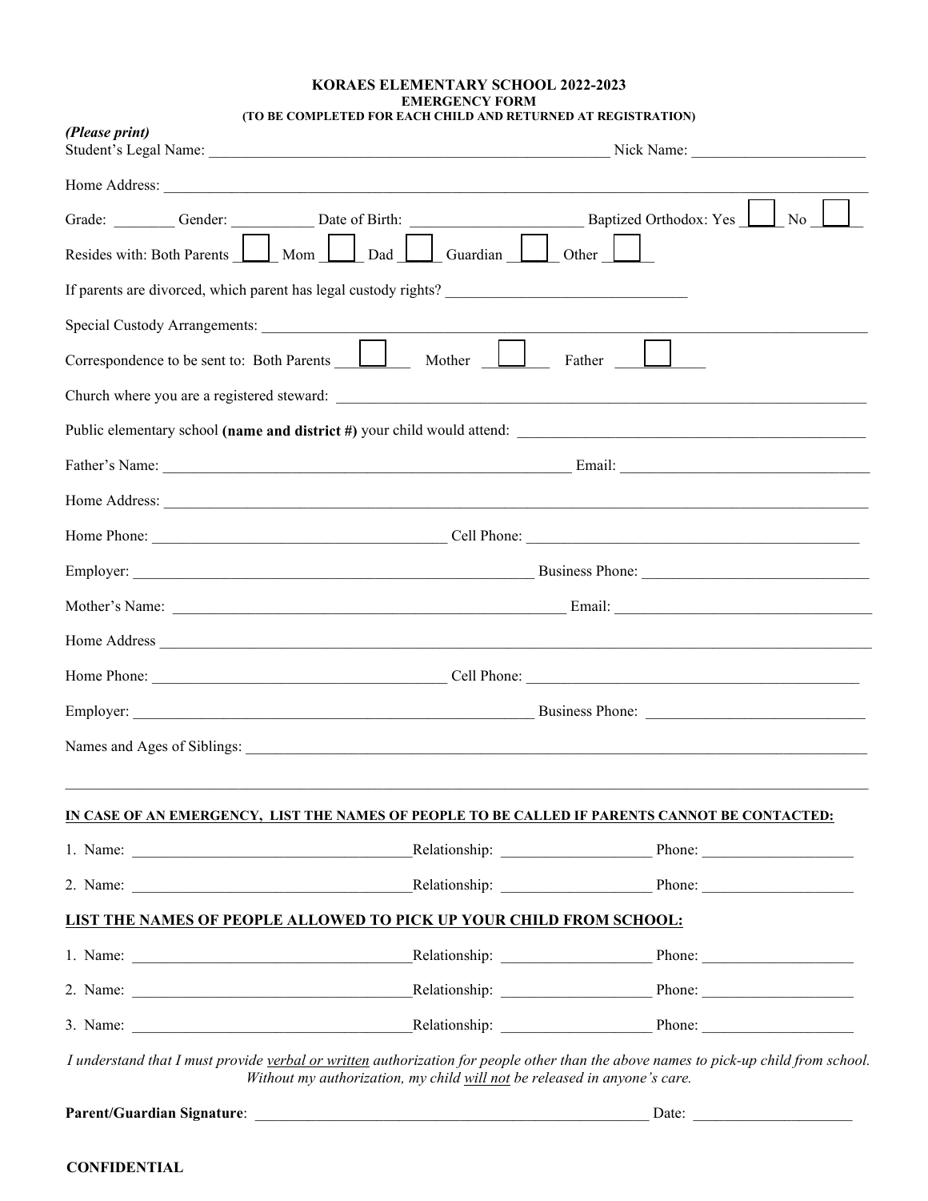# KORAES ELEMENTARY SCHOOL 2022-2023

## EMERGENCY FORM

**(TO BE COMPLETED FOR EACH CHILD AND RETURNED AT REGISTRATION)**

***(Please print)***

Student's Legal Name: ______________________________ Nick Name: ______________________

Home Address: ____________________________________________________________

Grade: ________ Gender: __________ Date of Birth: ____________________ Baptized Orthodox: Yes ☐ No ☐

Resides with: Both Parents ☐ Mom ☐ Dad ☐ Guardian ☐ Other ☐

If parents are divorced, which parent has legal custody rights? ______________________________

Special Custody Arrangements: ____________________________________________________________

Correspondence to be sent to: Both Parents ☐ Mother ☐ Father ☐

Church where you are a registered steward: ____________________________________________________________

Public elementary school **(name and district #)** your child would attend: ______________________________

Father's Name: ______________________________ Email: ______________________________

Home Address: ____________________________________________________________

Home Phone: ______________________________ Cell Phone: ______________________________

Employer: ______________________________ Business Phone: ______________________________

Mother's Name: ______________________________ Email: ______________________________

Home Address ____________________________________________________________

Home Phone: ______________________________ Cell Phone: ______________________________

Employer: ______________________________ Business Phone: ______________________________

Names and Ages of Siblings: ____________________________________________________________

____________________________________________________________

**IN CASE OF AN EMERGENCY, LIST THE NAMES OF PEOPLE TO BE CALLED IF PARENTS CANNOT BE CONTACTED:**

1. Name: ______________________________ Relationship: ____________________ Phone: ____________________
2. Name: ______________________________ Relationship: ____________________ Phone: ____________________

**LIST THE NAMES OF PEOPLE ALLOWED TO PICK UP YOUR CHILD FROM SCHOOL:**

1. Name: ______________________________ Relationship: ____________________ Phone: ____________________
2. Name: ______________________________ Relationship: ____________________ Phone: ____________________
3. Name: ______________________________ Relationship: ____________________ Phone: ____________________

*I understand that I must provide verbal or written authorization for people other than the above names to pick-up child from school. Without my authorization, my child will not be released in anyone's care.*

**Parent/Guardian Signature**: ______________________________ Date: ____________________

**CONFIDENTIAL**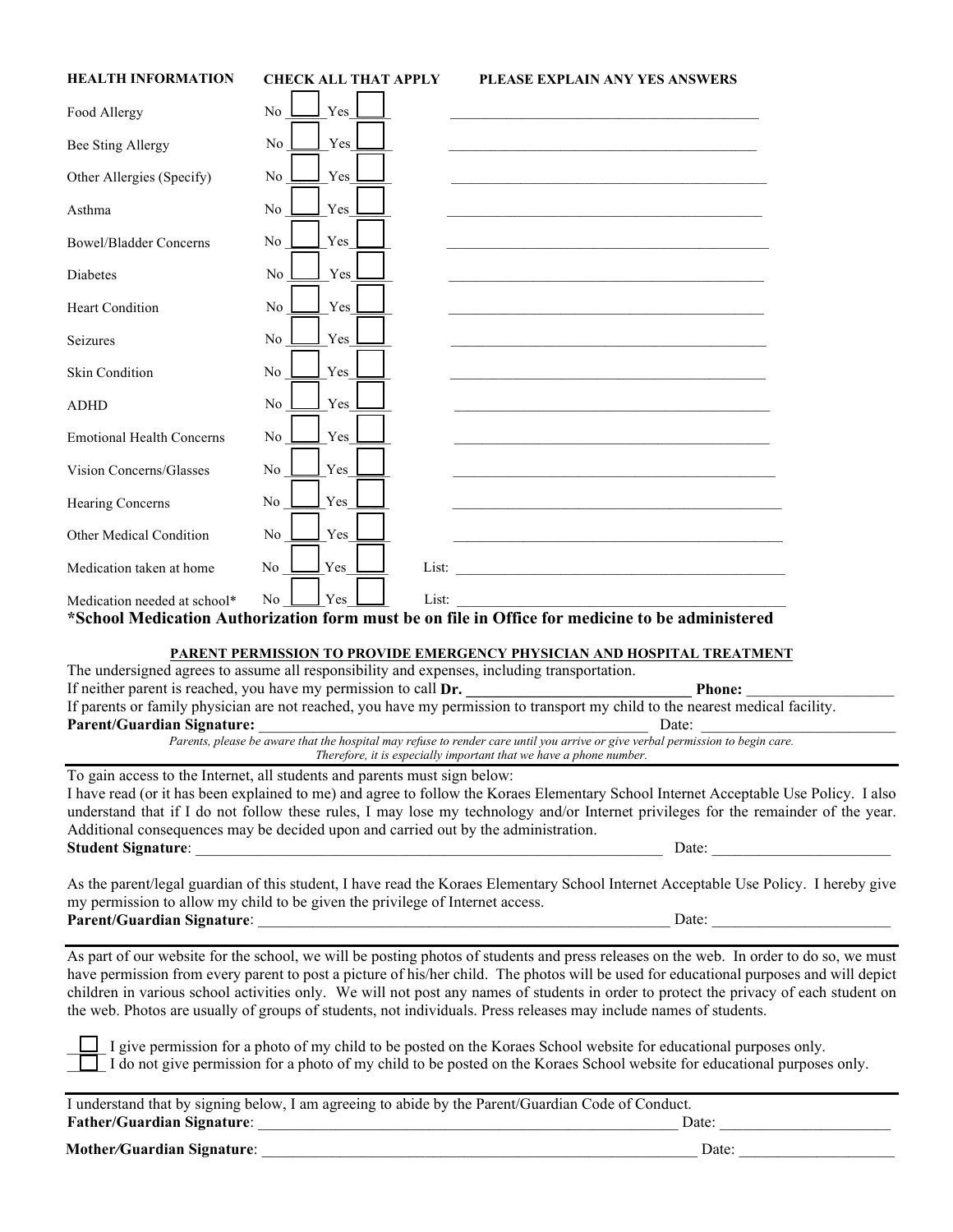| HEALTH INFORMATION | CHECK ALL THAT APPLY | PLEASE EXPLAIN ANY YES ANSWERS |
|---|---|---|
| Food Allergy | No ☐ Yes ☐ | ______________________________ |
| Bee Sting Allergy | No ☐ Yes ☐ | ______________________________ |
| Other Allergies (Specify) | No ☐ Yes ☐ | ______________________________ |
| Asthma | No ☐ Yes ☐ | ______________________________ |
| Bowel/Bladder Concerns | No ☐ Yes ☐ | ______________________________ |
| Diabetes | No ☐ Yes ☐ | ______________________________ |
| Heart Condition | No ☐ Yes ☐ | ______________________________ |
| Seizures | No ☐ Yes ☐ | ______________________________ |
| Skin Condition | No ☐ Yes ☐ | ______________________________ |
| ADHD | No ☐ Yes ☐ | ______________________________ |
| Emotional Health Concerns | No ☐ Yes ☐ | ______________________________ |
| Vision Concerns/Glasses | No ☐ Yes ☐ | ______________________________ |
| Hearing Concerns | No ☐ Yes ☐ | ______________________________ |
| Other Medical Condition | No ☐ Yes ☐ | ______________________________ |
| Medication taken at home | No ☐ Yes ☐ | List: ______________________________ |
| Medication needed at school* | No ☐ Yes ☐ | List: ______________________________ |

***School Medication Authorization form must be on file in Office for medicine to be administered**

**PARENT PERMISSION TO PROVIDE EMERGENCY PHYSICIAN AND HOSPITAL TREATMENT**

The undersigned agrees to assume all responsibility and expenses, including transportation.

If neither parent is reached, you have my permission to call **Dr.** ______________________ **Phone:** ________________

If parents or family physician are not reached, you have my permission to transport my child to the nearest medical facility.

**Parent/Guardian Signature:** ______________________________________________ Date: ____________________

*Parents, please be aware that the hospital may refuse to render care until you arrive or give verbal permission to begin care. Therefore, it is especially important that we have a phone number.*

---

To gain access to the Internet, all students and parents must sign below:

I have read (or it has been explained to me) and agree to follow the Koraes Elementary School Internet Acceptable Use Policy. I also understand that if I do not follow these rules, I may lose my technology and/or Internet privileges for the remainder of the year. Additional consequences may be decided upon and carried out by the administration.

**Student Signature**: ______________________________________________ Date: ____________________

As the parent/legal guardian of this student, I have read the Koraes Elementary School Internet Acceptable Use Policy. I hereby give my permission to allow my child to be given the privilege of Internet access.

**Parent/Guardian Signature**: ______________________________________________ Date: ____________________

---

As part of our website for the school, we will be posting photos of students and press releases on the web. In order to do so, we must have permission from every parent to post a picture of his/her child. The photos will be used for educational purposes and will depict children in various school activities only. We will not post any names of students in order to protect the privacy of each student on the web. Photos are usually of groups of students, not individuals. Press releases may include names of students.

☐ I give permission for a photo of my child to be posted on the Koraes School website for educational purposes only.

☐ I do not give permission for a photo of my child to be posted on the Koraes School website for educational purposes only.

---

I understand that by signing below, I am agreeing to abide by the Parent/Guardian Code of Conduct.

**Father/Guardian Signature**: ______________________________________________ Date: ____________________

**Mother/Guardian Signature**: ______________________________________________ Date: ____________________